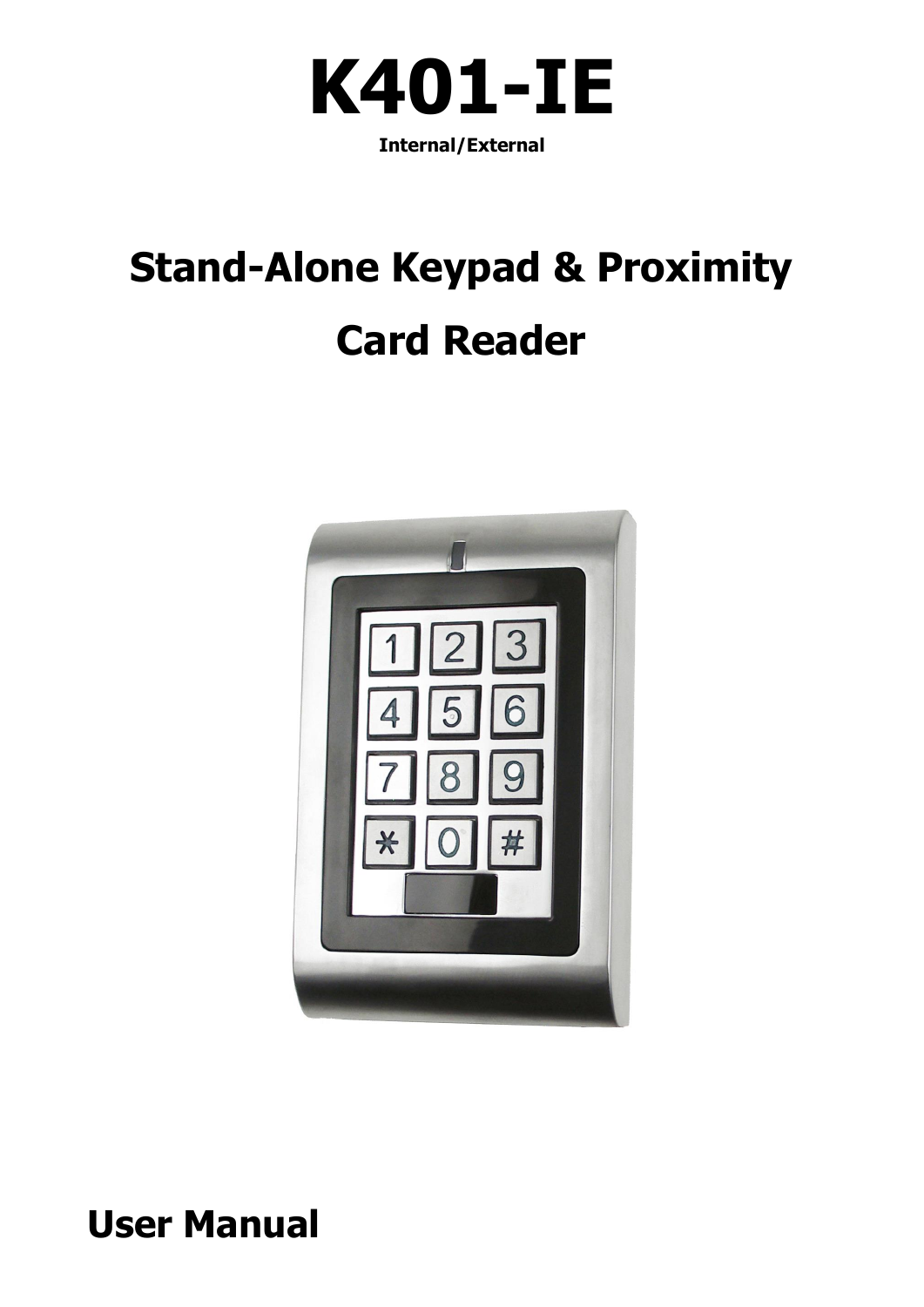# K401-IE

**Internal/External**

## Stand-Alone Keypad & Proximity Card Reader

**User Manual**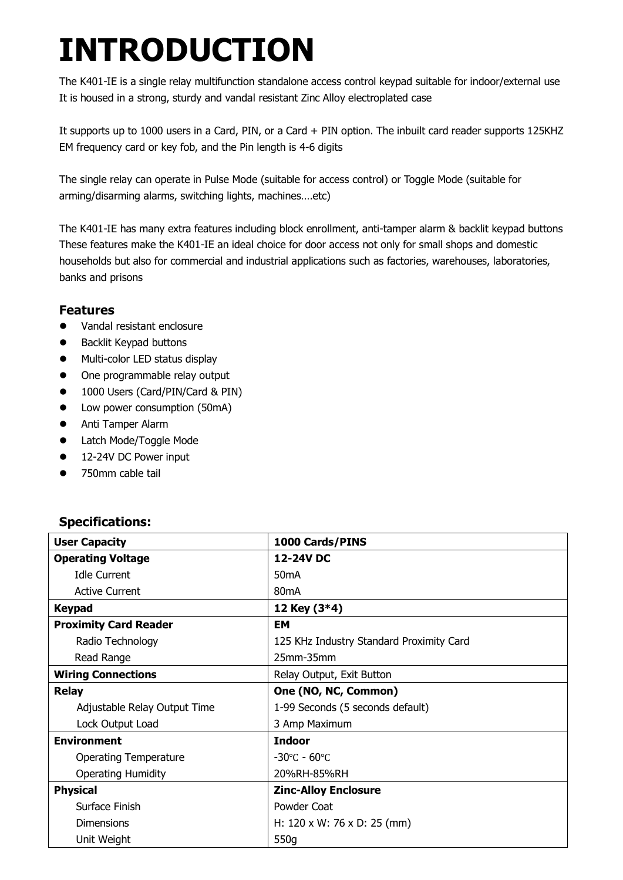# INTRODUCTION

The K401-IE is a single relay multifunction standalone access control keypad suitable for indoor/external use
It is housed in a strong, sturdy and vandal resistant Zinc Alloy electroplated case

It supports up to 1000 users in a Card, PIN, or a Card + PIN option. The inbuilt card reader supports 125KHZ EM frequency card or key fob, and the Pin length is 4-6 digits

The single relay can operate in Pulse Mode (suitable for access control) or Toggle Mode (suitable for arming/disarming alarms, switching lights, machines….etc)

The K401-IE has many extra features including block enrollment, anti-tamper alarm & backlit keypad buttons
These features make the K401-IE an ideal choice for door access not only for small shops and domestic households but also for commercial and industrial applications such as factories, warehouses, laboratories, banks and prisons

### Features

- Vandal resistant enclosure
- Backlit Keypad buttons
- Multi-color LED status display
- One programmable relay output
- 1000 Users (Card/PIN/Card & PIN)
- Low power consumption (50mA)
- Anti Tamper Alarm
- Latch Mode/Toggle Mode
- 12-24V DC Power input
- 750mm cable tail

### Specifications:

| **User Capacity** | **1000 Cards/PINS** |
|---|---|
| **Operating Voltage** | **12-24V DC** |
| Idle Current | 50mA |
| Active Current | 80mA |
| **Keypad** | **12 Key (3*4)** |
| **Proximity Card Reader** | **EM** |
| Radio Technology | 125 KHz Industry Standard Proximity Card |
| Read Range | 25mm-35mm |
| **Wiring Connections** | Relay Output, Exit Button |
| **Relay** | **One (NO, NC, Common)** |
| Adjustable Relay Output Time | 1-99 Seconds (5 seconds default) |
| Lock Output Load | 3 Amp Maximum |
| **Environment** | **Indoor** |
| Operating Temperature | -30℃ - 60℃ |
| Operating Humidity | 20%RH-85%RH |
| **Physical** | **Zinc-Alloy Enclosure** |
| Surface Finish | Powder Coat |
| Dimensions | H: 120 x W: 76 x D: 25 (mm) |
| Unit Weight | 550g |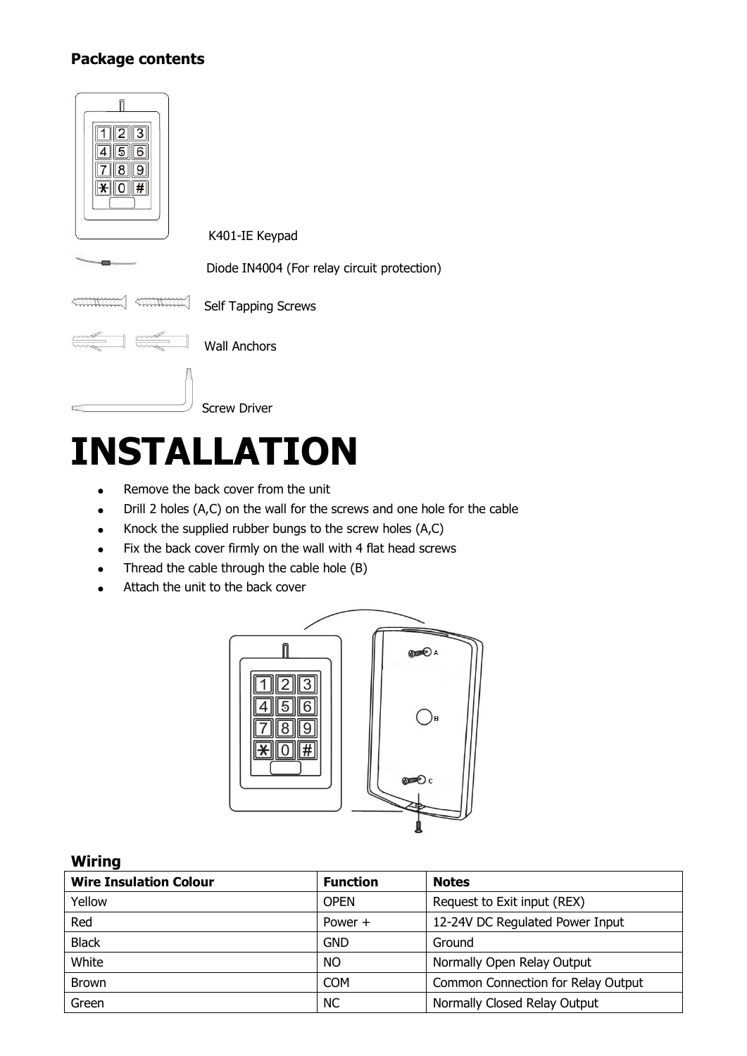**Package contents**

K401-IE Keypad

Diode IN4004 (For relay circuit protection)

Self Tapping Screws

Wall Anchors

Screw Driver

# INSTALLATION

- Remove the back cover from the unit
- Drill 2 holes (A,C) on the wall for the screws and one hole for the cable
- Knock the supplied rubber bungs to the screw holes (A,C)
- Fix the back cover firmly on the wall with 4 flat head screws
- Thread the cable through the cable hole (B)
- Attach the unit to the back cover

### Wiring

| Wire Insulation Colour | Function | Notes |
| --- | --- | --- |
| Yellow | OPEN | Request to Exit input (REX) |
| Red | Power + | 12-24V DC Regulated Power Input |
| Black | GND | Ground |
| White | NO | Normally Open Relay Output |
| Brown | COM | Common Connection for Relay Output |
| Green | NC | Normally Closed Relay Output |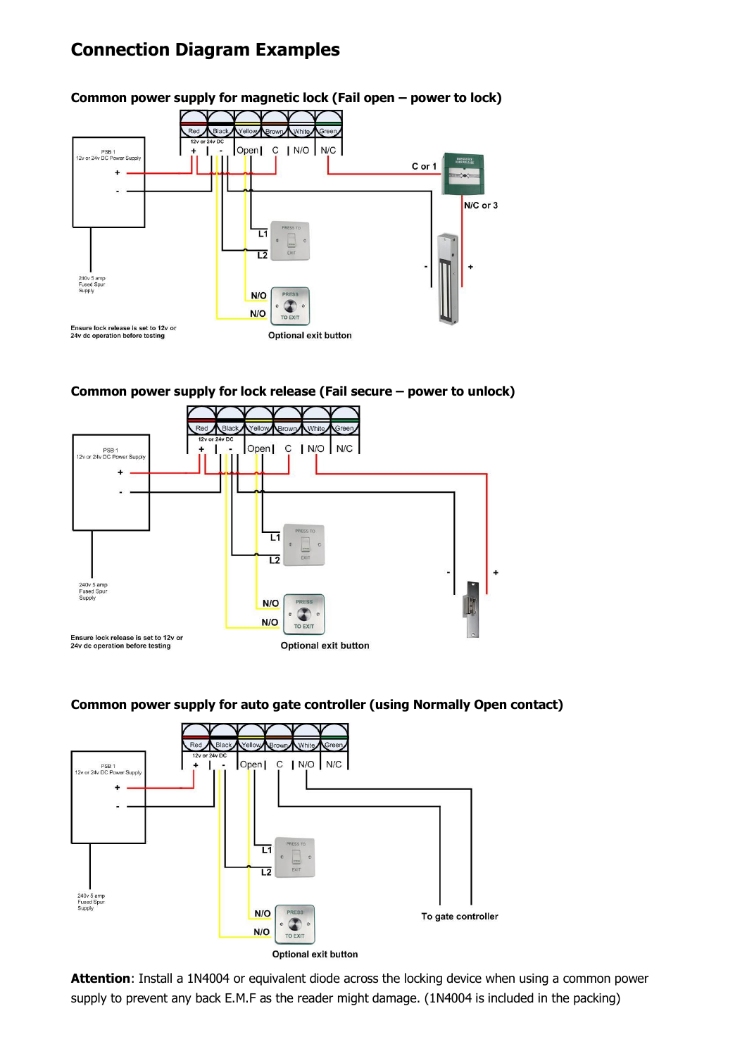# Connection Diagram Examples

### Common power supply for magnetic lock (Fail open – power to lock)

Red | Black | Yellow | Brown | White | Green

12v or 24v DC + | - | Open | C | N/O | N/C

PSB 1 12v or 24v DC Power Supply + -

240v 5 amp Fused Spur Supply

C or 1

N/C or 3

L1 L2

N/O N/O

Ensure lock release is set to 12v or 24v dc operation before testing

Optional exit button

### Common power supply for lock release (Fail secure – power to unlock)

Red | Black | Yellow | Brown | White | Green

12v or 24v DC + | - | Open | C | N/O | N/C

PSB 1 12v or 24v DC Power Supply + -

240v 5 amp Fused Spur Supply

L1 L2

N/O N/O

Ensure lock release is set to 12v or 24v dc operation before testing

Optional exit button

### Common power supply for auto gate controller (using Normally Open contact)

Red | Black | Yellow | Brown | White | Green

12v or 24v DC + | - | Open | C | N/O | N/C

PSB 1 12v or 24v DC Power Supply + -

240v 5 amp Fused Spur Supply

L1 L2

N/O N/O

To gate controller

Optional exit button

**Attention**: Install a 1N4004 or equivalent diode across the locking device when using a common power supply to prevent any back E.M.F as the reader might damage. (1N4004 is included in the packing)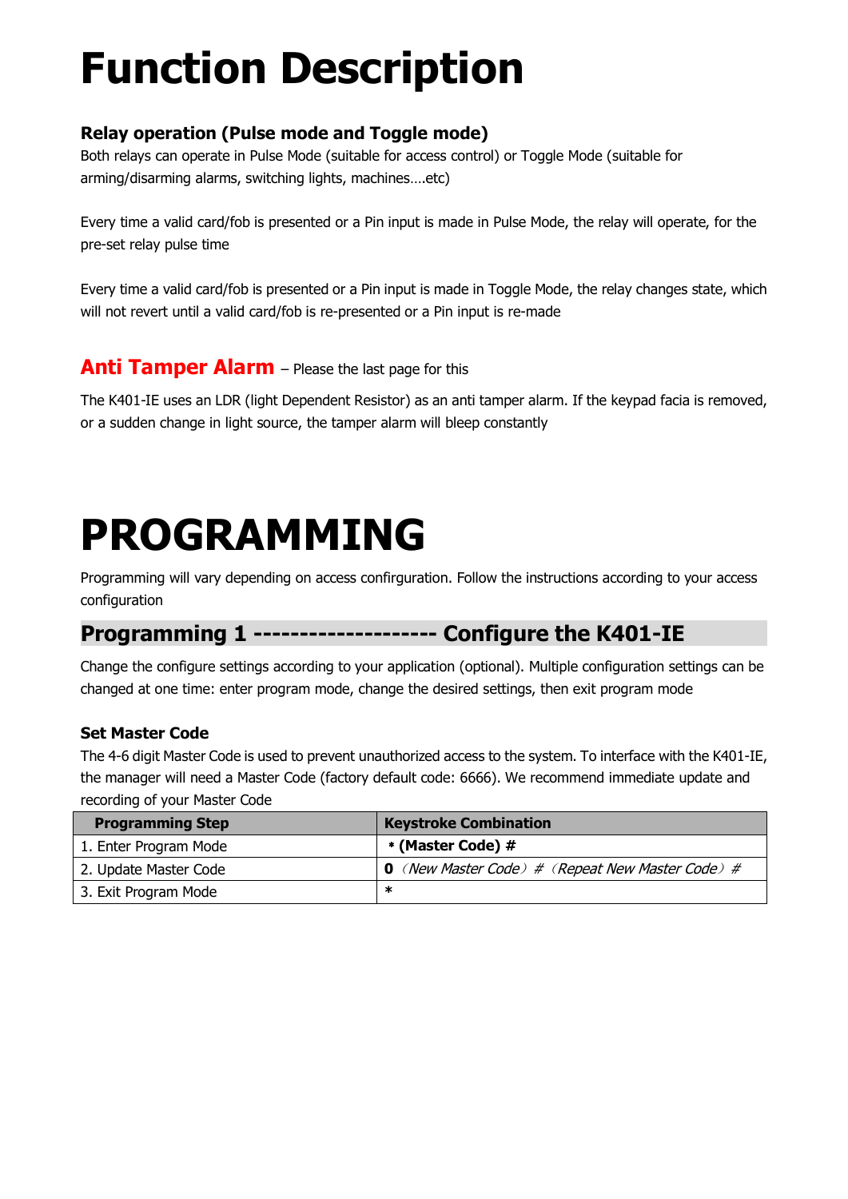# Function Description

### Relay operation (Pulse mode and Toggle mode)

Both relays can operate in Pulse Mode (suitable for access control) or Toggle Mode (suitable for arming/disarming alarms, switching lights, machines….etc)

Every time a valid card/fob is presented or a Pin input is made in Pulse Mode, the relay will operate, for the pre-set relay pulse time

Every time a valid card/fob is presented or a Pin input is made in Toggle Mode, the relay changes state, which will not revert until a valid card/fob is re-presented or a Pin input is re-made

### Anti Tamper Alarm – Please the last page for this

The K401-IE uses an LDR (light Dependent Resistor) as an anti tamper alarm. If the keypad facia is removed, or a sudden change in light source, the tamper alarm will bleep constantly

# PROGRAMMING

Programming will vary depending on access confirguration. Follow the instructions according to your access configuration

## Programming 1 ------------------- Configure the K401-IE

Change the configure settings according to your application (optional). Multiple configuration settings can be changed at one time: enter program mode, change the desired settings, then exit program mode

### Set Master Code

The 4-6 digit Master Code is used to prevent unauthorized access to the system. To interface with the K401-IE, the manager will need a Master Code (factory default code: 6666). We recommend immediate update and recording of your Master Code

| Programming Step | Keystroke Combination |
|---|---|
| 1. Enter Program Mode | **\* (Master Code) #** |
| 2. Update Master Code | **0** *（New Master Code）#（Repeat New Master Code）#* |
| 3. Exit Program Mode | **\*** |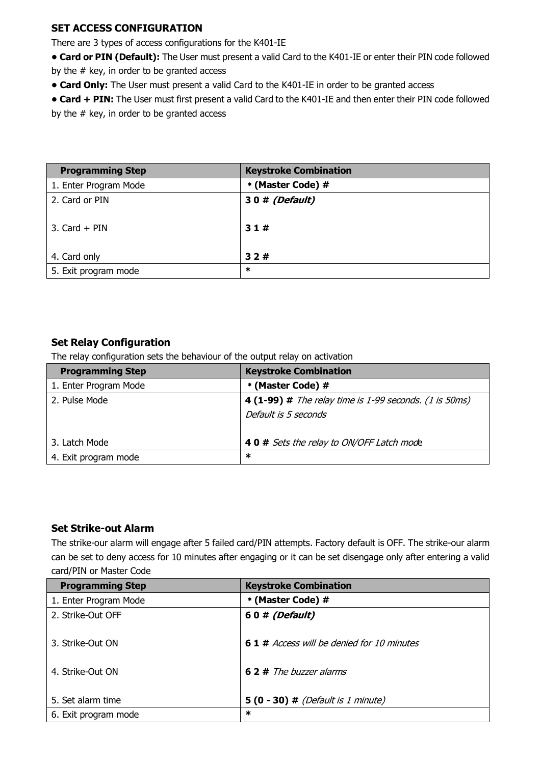## SET ACCESS CONFIGURATION

There are 3 types of access configurations for the K401-IE

- **Card or PIN (Default):** The User must present a valid Card to the K401-IE or enter their PIN code followed by the # key, in order to be granted access
- **Card Only:** The User must present a valid Card to the K401-IE in order to be granted access
- **Card + PIN:** The User must first present a valid Card to the K401-IE and then enter their PIN code followed by the # key, in order to be granted access

| Programming Step | Keystroke Combination |
|---|---|
| 1. Enter Program Mode | **\* (Master Code) #** |
| 2. Card or PIN<br><br>3. Card + PIN<br><br>4. Card only | **3 0 #** ***(Default)***<br><br>**3 1 #**<br><br>**3 2 #** |
| 5. Exit program mode | **\*** |

## Set Relay Configuration

The relay configuration sets the behaviour of the output relay on activation

| Programming Step | Keystroke Combination |
|---|---|
| 1. Enter Program Mode | **\* (Master Code) #** |
| 2. Pulse Mode<br><br>3. Latch Mode | **4 (1-99) #** *The relay time is 1-99 seconds. (1 is 50ms) Default is 5 seconds*<br><br>**4 0 #** *Sets the relay to ON/OFF Latch mode* |
| 4. Exit program mode | **\*** |

## Set Strike-out Alarm

The strike-our alarm will engage after 5 failed card/PIN attempts. Factory default is OFF. The strike-our alarm can be set to deny access for 10 minutes after engaging or it can be set disengage only after entering a valid card/PIN or Master Code

| Programming Step | Keystroke Combination |
|---|---|
| 1. Enter Program Mode | **\* (Master Code) #** |
| 2. Strike-Out OFF<br><br>3. Strike-Out ON<br><br>4. Strike-Out ON<br><br>5. Set alarm time | **6 0 #** ***(Default)***<br><br>**6 1 #** *Access will be denied for 10 minutes*<br><br>**6 2 #** *The buzzer alarms*<br><br>**5 (0 - 30) #** *(Default is 1 minute)* |
| 6. Exit program mode | **\*** |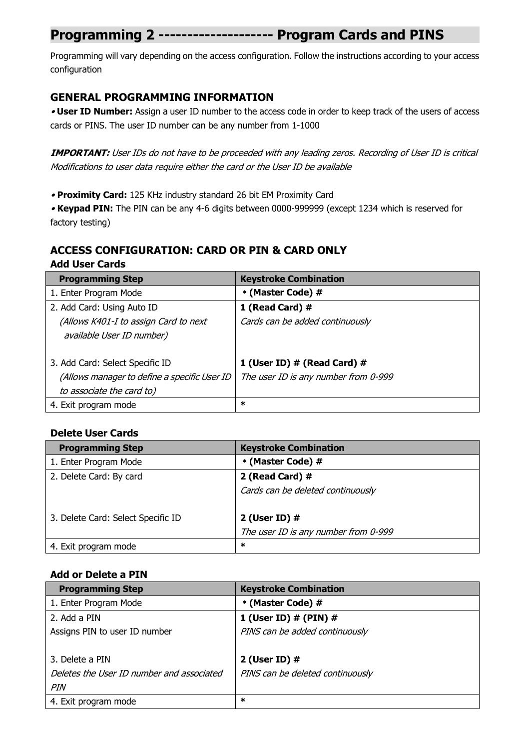## Programming 2 ------------------- Program Cards and PINS

Programming will vary depending on the access configuration. Follow the instructions according to your access configuration

### GENERAL PROGRAMMING INFORMATION

• **User ID Number:** Assign a user ID number to the access code in order to keep track of the users of access cards or PINS. The user ID number can be any number from 1-1000

***IMPORTANT:*** *User IDs do not have to be proceeded with any leading zeros. Recording of User ID is critical Modifications to user data require either the card or the User ID be available*

• **Proximity Card:** 125 KHz industry standard 26 bit EM Proximity Card
• **Keypad PIN:** The PIN can be any 4-6 digits between 0000-999999 (except 1234 which is reserved for factory testing)

### ACCESS CONFIGURATION: CARD OR PIN & CARD ONLY

**Add User Cards**

| Programming Step | Keystroke Combination |
|---|---|
| 1. Enter Program Mode | **\* (Master Code) #** |
| 2. Add Card: Using Auto ID<br>*(Allows K401-I to assign Card to next available User ID number)*<br><br>3. Add Card: Select Specific ID<br>*(Allows manager to define a specific User ID to associate the card to)* | **1 (Read Card) #**<br>*Cards can be added continuously*<br><br>**1 (User ID) # (Read Card) #**<br>*The user ID is any number from 0-999* |
| 4. Exit program mode | **\*** |

**Delete User Cards**

| Programming Step | Keystroke Combination |
|---|---|
| 1. Enter Program Mode | **\* (Master Code) #** |
| 2. Delete Card: By card<br><br>3. Delete Card: Select Specific ID | **2 (Read Card) #**<br>*Cards can be deleted continuously*<br><br>**2 (User ID) #**<br>*The user ID is any number from 0-999* |
| 4. Exit program mode | **\*** |

**Add or Delete a PIN**

| Programming Step | Keystroke Combination |
|---|---|
| 1. Enter Program Mode | **\* (Master Code) #** |
| 2. Add a PIN<br>Assigns PIN to user ID number<br><br>3. Delete a PIN<br>*Deletes the User ID number and associated PIN* | **1 (User ID) # (PIN) #**<br>*PINS can be added continuously*<br><br>**2 (User ID) #**<br>*PINS can be deleted continuously* |
| 4. Exit program mode | **\*** |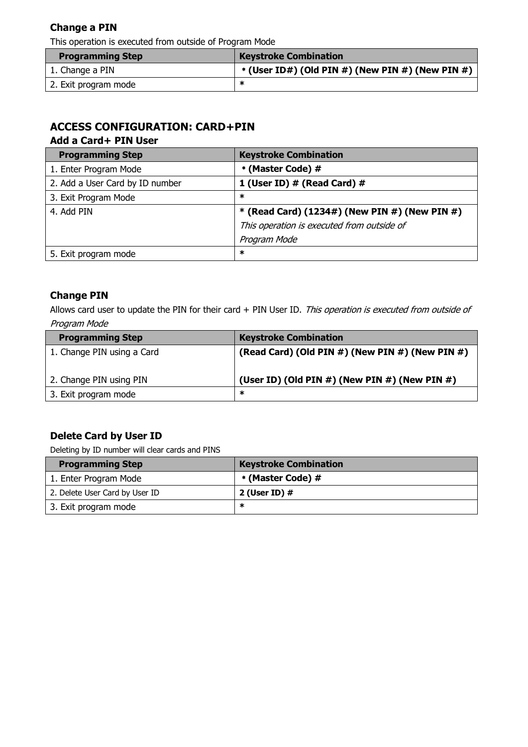### Change a PIN

This operation is executed from outside of Program Mode

| Programming Step | Keystroke Combination |
|---|---|
| 1. Change a PIN | **\* (User ID#) (Old PIN #) (New PIN #) (New PIN #)** |
| 2. Exit program mode | **\*** |

## ACCESS CONFIGURATION: CARD+PIN

### Add a Card+ PIN User

| Programming Step | Keystroke Combination |
|---|---|
| 1. Enter Program Mode | **\* (Master Code) #** |
| 2. Add a User Card by ID number | **1 (User ID) # (Read Card) #** |
| 3. Exit Program Mode | **\*** |
| 4. Add PIN | **\* (Read Card) (1234#) (New PIN #) (New PIN #)** *This operation is executed from outside of Program Mode* |
| 5. Exit program mode | **\*** |

### Change PIN

Allows card user to update the PIN for their card + PIN User ID. *This operation is executed from outside of Program Mode*

| Programming Step | Keystroke Combination |
|---|---|
| 1. Change PIN using a Card<br><br>2. Change PIN using PIN | **(Read Card) (Old PIN #) (New PIN #) (New PIN #)**<br><br>**(User ID) (Old PIN #) (New PIN #) (New PIN #)** |
| 3. Exit program mode | **\*** |

### Delete Card by User ID

Deleting by ID number will clear cards and PINS

| Programming Step | Keystroke Combination |
|---|---|
| 1. Enter Program Mode | **\* (Master Code) #** |
| 2. Delete User Card by User ID | **2 (User ID) #** |
| 3. Exit program mode | **\*** |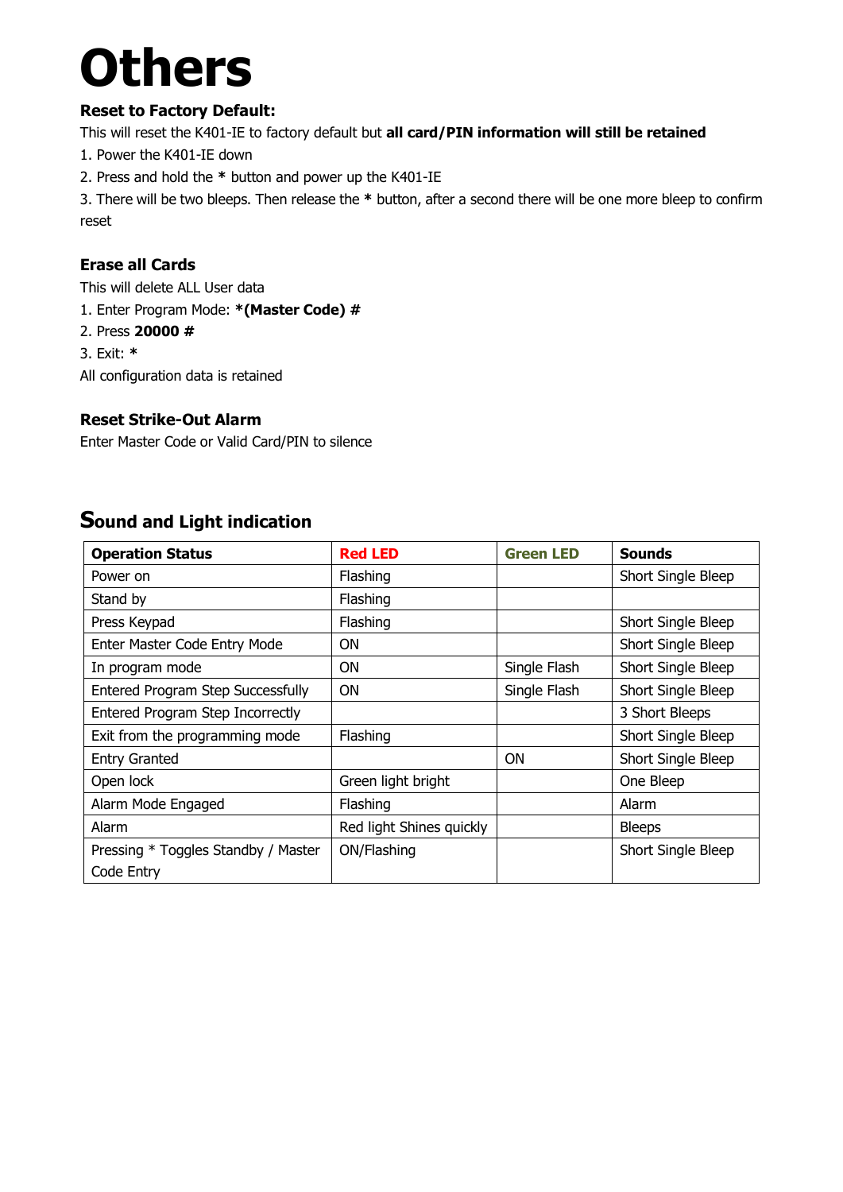# Others

### Reset to Factory Default:

This will reset the K401-IE to factory default but **all card/PIN information will still be retained**

1. Power the K401-IE down
2. Press and hold the **\*** button and power up the K401-IE
3. There will be two bleeps. Then release the **\*** button, after a second there will be one more bleep to confirm reset

### Erase all Cards

This will delete ALL User data

1. Enter Program Mode: **\*(Master Code) #**
2. Press **20000 #**
3. Exit: **\***

All configuration data is retained

### Reset Strike-Out Alarm

Enter Master Code or Valid Card/PIN to silence

## Sound and Light indication

| **Operation Status** | **Red LED** | **Green LED** | **Sounds** |
|---|---|---|---|
| Power on | Flashing | | Short Single Bleep |
| Stand by | Flashing | | |
| Press Keypad | Flashing | | Short Single Bleep |
| Enter Master Code Entry Mode | ON | | Short Single Bleep |
| In program mode | ON | Single Flash | Short Single Bleep |
| Entered Program Step Successfully | ON | Single Flash | Short Single Bleep |
| Entered Program Step Incorrectly | | | 3 Short Bleeps |
| Exit from the programming mode | Flashing | | Short Single Bleep |
| Entry Granted | | ON | Short Single Bleep |
| Open lock | Green light bright | | One Bleep |
| Alarm Mode Engaged | Flashing | | Alarm |
| Alarm | Red light Shines quickly | | Bleeps |
| Pressing * Toggles Standby / Master Code Entry | ON/Flashing | | Short Single Bleep |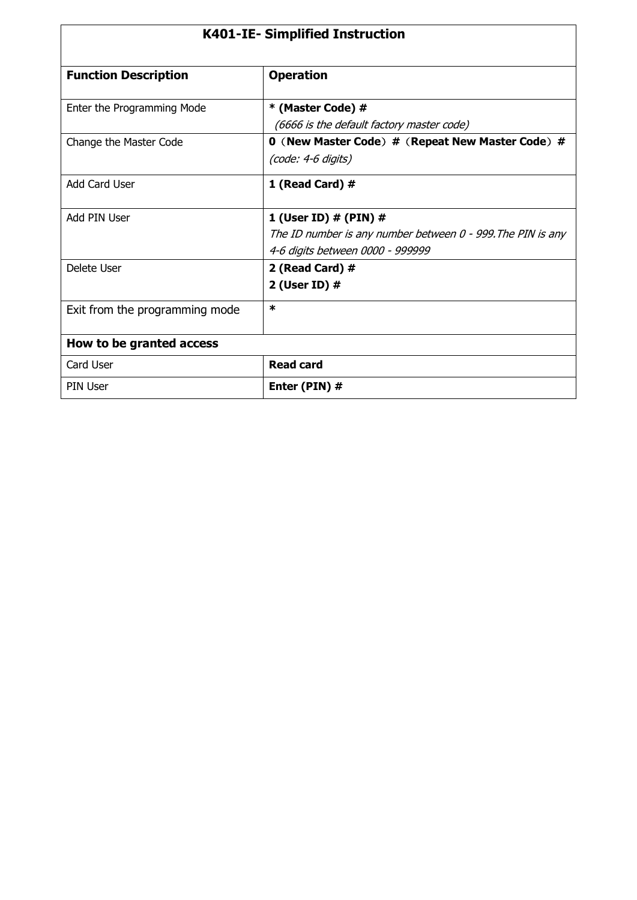| K401-IE- Simplified Instruction | |
|---|---|
| **Function Description** | **Operation** |
| Enter the Programming Mode | **\* (Master Code) #**<br>*(6666 is the default factory master code)* |
| Change the Master Code | **0（New Master Code）#（Repeat New Master Code）#**<br>*(code: 4-6 digits)* |
| Add Card User | **1 (Read Card) #** |
| Add PIN User | **1 (User ID) # (PIN) #**<br>*The ID number is any number between 0 - 999.The PIN is any 4-6 digits between 0000 - 999999* |
| Delete User | **2 (Read Card) #**<br>**2 (User ID) #** |
| Exit from the programming mode | **\*** |
| **How to be granted access** | |
| Card User | **Read card** |
| PIN User | **Enter (PIN) #** |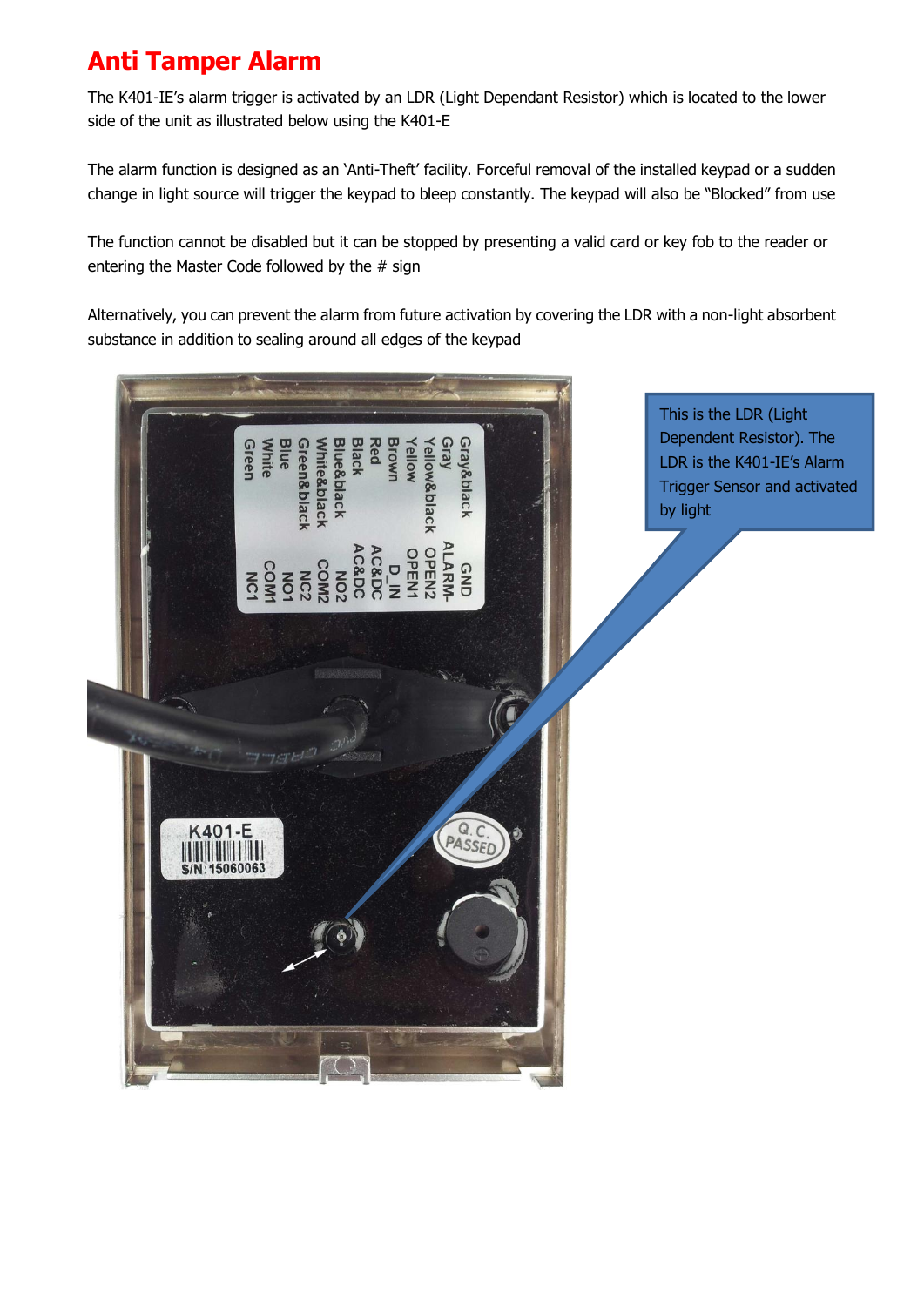# Anti Tamper Alarm

The K401-IE's alarm trigger is activated by an LDR (Light Dependant Resistor) which is located to the lower side of the unit as illustrated below using the K401-E

The alarm function is designed as an 'Anti-Theft' facility. Forceful removal of the installed keypad or a sudden change in light source will trigger the keypad to bleep constantly. The keypad will also be "Blocked" from use

The function cannot be disabled but it can be stopped by presenting a valid card or key fob to the reader or entering the Master Code followed by the # sign

Alternatively, you can prevent the alarm from future activation by covering the LDR with a non-light absorbent substance in addition to sealing around all edges of the keypad

This is the LDR (Light Dependent Resistor). The LDR is the K401-IE's Alarm Trigger Sensor and activated by light